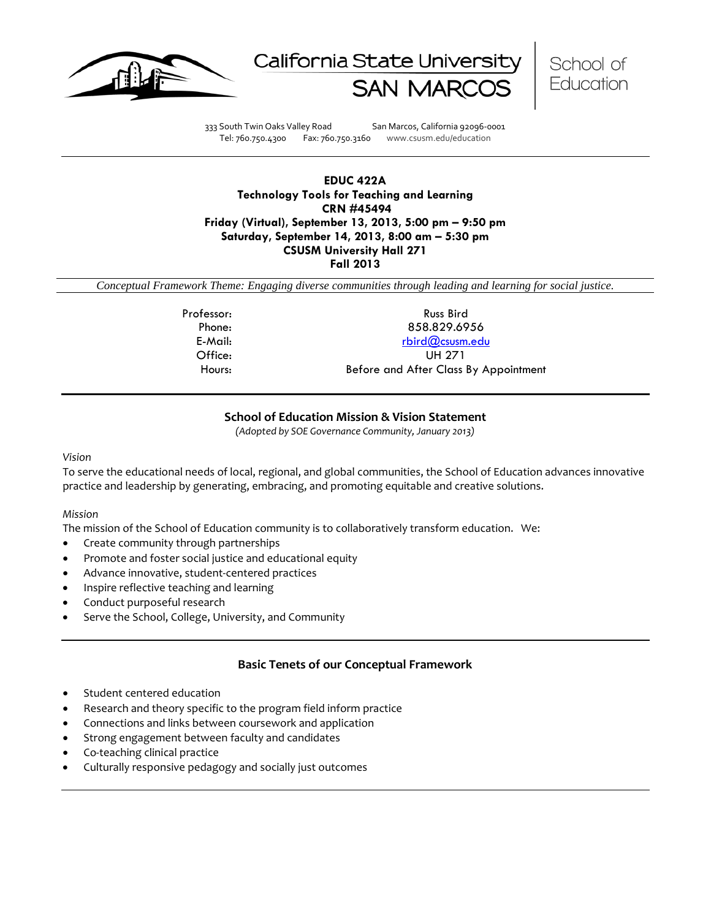California State University SAN MARCOS | School of Education

333 South Twin Oaks Valley Road San Marcos, California 92096-0001
Tel: 760.750.4300 Fax: 760.750.3160 www.csusm.edu/education

---

**EDUC 422A**
**Technology Tools for Teaching and Learning**
**CRN #45494**
**Friday (Virtual), September 13, 2013, 5:00 pm – 9:50 pm**
**Saturday, September 14, 2013, 8:00 am – 5:30 pm**
**CSUSM University Hall 271**
**Fall 2013**

*Conceptual Framework Theme: Engaging diverse communities through leading and learning for social justice.*

| | |
|---|---|
| Professor: | Russ Bird |
| Phone: | 858.829.6956 |
| E-Mail: | rbird@csusm.edu |
| Office: | UH 271 |
| Hours: | Before and After Class By Appointment |

---

## School of Education Mission & Vision Statement

*(Adopted by SOE Governance Community, January 2013)*

*Vision*

To serve the educational needs of local, regional, and global communities, the School of Education advances innovative practice and leadership by generating, embracing, and promoting equitable and creative solutions.

*Mission*

The mission of the School of Education community is to collaboratively transform education. We:

- Create community through partnerships
- Promote and foster social justice and educational equity
- Advance innovative, student-centered practices
- Inspire reflective teaching and learning
- Conduct purposeful research
- Serve the School, College, University, and Community

---

## Basic Tenets of our Conceptual Framework

- Student centered education
- Research and theory specific to the program field inform practice
- Connections and links between coursework and application
- Strong engagement between faculty and candidates
- Co-teaching clinical practice
- Culturally responsive pedagogy and socially just outcomes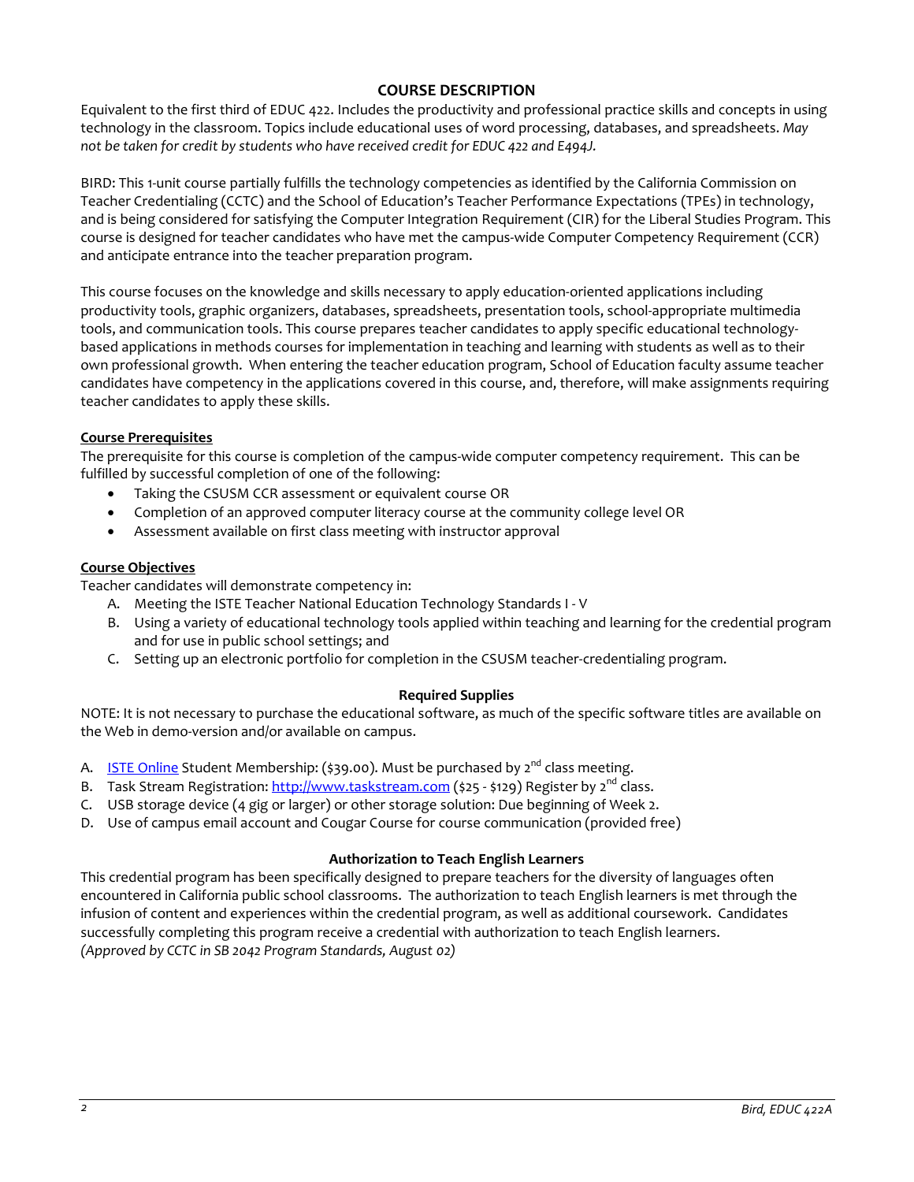## COURSE DESCRIPTION

Equivalent to the first third of EDUC 422. Includes the productivity and professional practice skills and concepts in using technology in the classroom. Topics include educational uses of word processing, databases, and spreadsheets. *May not be taken for credit by students who have received credit for EDUC 422 and E494J.*

BIRD: This 1-unit course partially fulfills the technology competencies as identified by the California Commission on Teacher Credentialing (CCTC) and the School of Education's Teacher Performance Expectations (TPEs) in technology, and is being considered for satisfying the Computer Integration Requirement (CIR) for the Liberal Studies Program. This course is designed for teacher candidates who have met the campus-wide Computer Competency Requirement (CCR) and anticipate entrance into the teacher preparation program.

This course focuses on the knowledge and skills necessary to apply education-oriented applications including productivity tools, graphic organizers, databases, spreadsheets, presentation tools, school-appropriate multimedia tools, and communication tools. This course prepares teacher candidates to apply specific educational technology-based applications in methods courses for implementation in teaching and learning with students as well as to their own professional growth. When entering the teacher education program, School of Education faculty assume teacher candidates have competency in the applications covered in this course, and, therefore, will make assignments requiring teacher candidates to apply these skills.

**Course Prerequisites**

The prerequisite for this course is completion of the campus-wide computer competency requirement. This can be fulfilled by successful completion of one of the following:

- Taking the CSUSM CCR assessment or equivalent course OR
- Completion of an approved computer literacy course at the community college level OR
- Assessment available on first class meeting with instructor approval

**Course Objectives**

Teacher candidates will demonstrate competency in:

A. Meeting the ISTE Teacher National Education Technology Standards I - V
B. Using a variety of educational technology tools applied within teaching and learning for the credential program and for use in public school settings; and
C. Setting up an electronic portfolio for completion in the CSUSM teacher-credentialing program.

### Required Supplies

NOTE: It is not necessary to purchase the educational software, as much of the specific software titles are available on the Web in demo-version and/or available on campus.

A. ISTE Online Student Membership: ($39.00). Must be purchased by 2nd class meeting.
B. Task Stream Registration: http://www.taskstream.com ($25 - $129) Register by 2nd class.
C. USB storage device (4 gig or larger) or other storage solution: Due beginning of Week 2.
D. Use of campus email account and Cougar Course for course communication (provided free)

### Authorization to Teach English Learners

This credential program has been specifically designed to prepare teachers for the diversity of languages often encountered in California public school classrooms. The authorization to teach English learners is met through the infusion of content and experiences within the credential program, as well as additional coursework. Candidates successfully completing this program receive a credential with authorization to teach English learners.
*(Approved by CCTC in SB 2042 Program Standards, August 02)*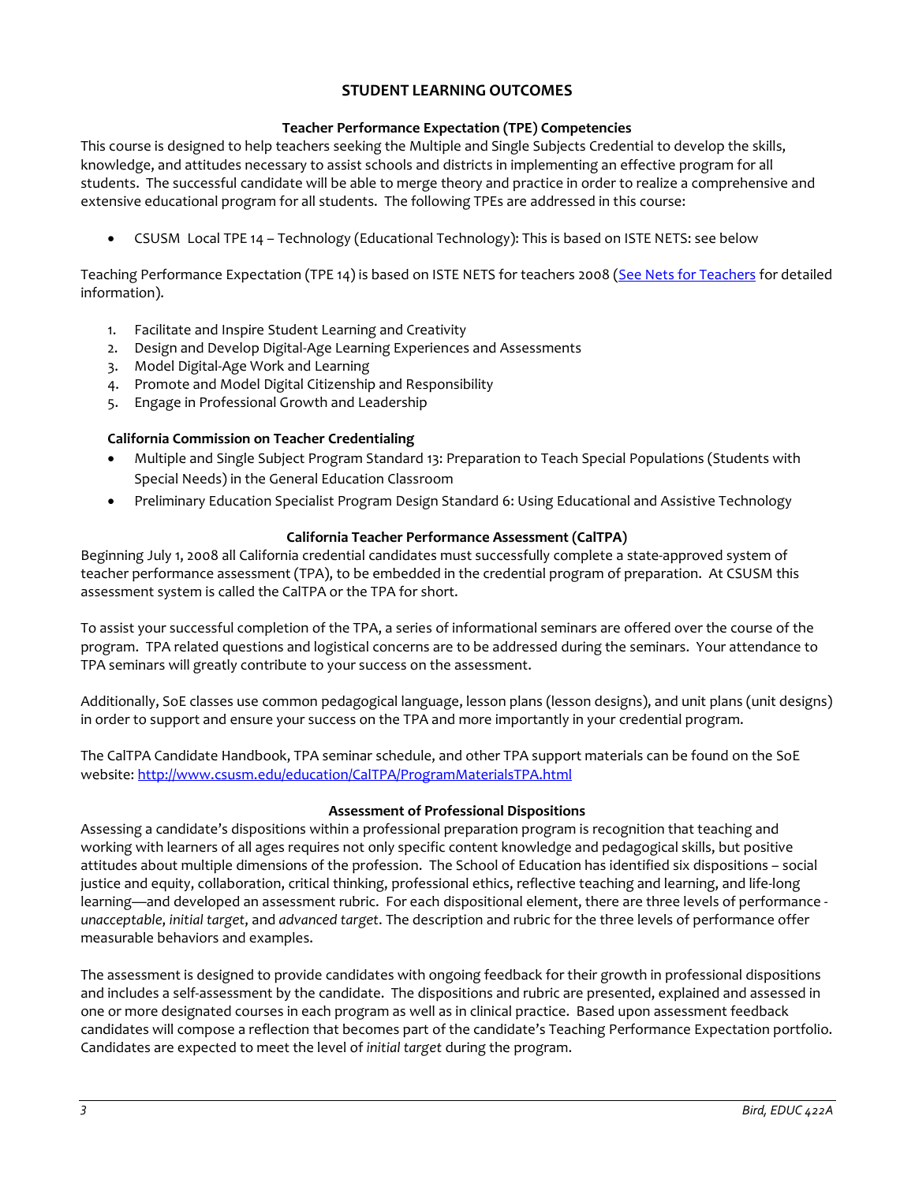## STUDENT LEARNING OUTCOMES

### Teacher Performance Expectation (TPE) Competencies

This course is designed to help teachers seeking the Multiple and Single Subjects Credential to develop the skills, knowledge, and attitudes necessary to assist schools and districts in implementing an effective program for all students. The successful candidate will be able to merge theory and practice in order to realize a comprehensive and extensive educational program for all students. The following TPEs are addressed in this course:

- CSUSM Local TPE 14 – Technology (Educational Technology): This is based on ISTE NETS: see below

Teaching Performance Expectation (TPE 14) is based on ISTE NETS for teachers 2008 (See Nets for Teachers for detailed information).

1. Facilitate and Inspire Student Learning and Creativity
2. Design and Develop Digital-Age Learning Experiences and Assessments
3. Model Digital-Age Work and Learning
4. Promote and Model Digital Citizenship and Responsibility
5. Engage in Professional Growth and Leadership

**California Commission on Teacher Credentialing**

- Multiple and Single Subject Program Standard 13: Preparation to Teach Special Populations (Students with Special Needs) in the General Education Classroom
- Preliminary Education Specialist Program Design Standard 6: Using Educational and Assistive Technology

### California Teacher Performance Assessment (CalTPA)

Beginning July 1, 2008 all California credential candidates must successfully complete a state-approved system of teacher performance assessment (TPA), to be embedded in the credential program of preparation. At CSUSM this assessment system is called the CalTPA or the TPA for short.

To assist your successful completion of the TPA, a series of informational seminars are offered over the course of the program. TPA related questions and logistical concerns are to be addressed during the seminars. Your attendance to TPA seminars will greatly contribute to your success on the assessment.

Additionally, SoE classes use common pedagogical language, lesson plans (lesson designs), and unit plans (unit designs) in order to support and ensure your success on the TPA and more importantly in your credential program.

The CalTPA Candidate Handbook, TPA seminar schedule, and other TPA support materials can be found on the SoE website: http://www.csusm.edu/education/CalTPA/ProgramMaterialsTPA.html

### Assessment of Professional Dispositions

Assessing a candidate's dispositions within a professional preparation program is recognition that teaching and working with learners of all ages requires not only specific content knowledge and pedagogical skills, but positive attitudes about multiple dimensions of the profession. The School of Education has identified six dispositions – social justice and equity, collaboration, critical thinking, professional ethics, reflective teaching and learning, and life-long learning—and developed an assessment rubric. For each dispositional element, there are three levels of performance - *unacceptable*, *initial target*, and *advanced target*. The description and rubric for the three levels of performance offer measurable behaviors and examples.

The assessment is designed to provide candidates with ongoing feedback for their growth in professional dispositions and includes a self-assessment by the candidate. The dispositions and rubric are presented, explained and assessed in one or more designated courses in each program as well as in clinical practice. Based upon assessment feedback candidates will compose a reflection that becomes part of the candidate's Teaching Performance Expectation portfolio. Candidates are expected to meet the level of *initial target* during the program.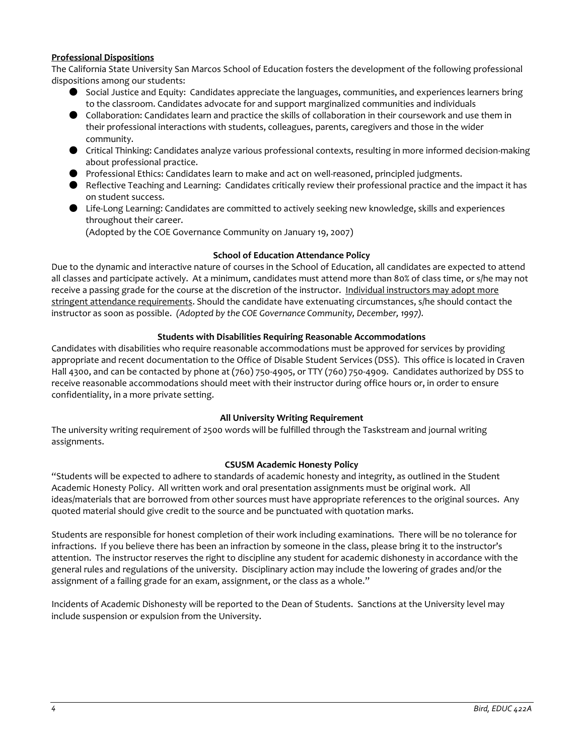**Professional Dispositions**

The California State University San Marcos School of Education fosters the development of the following professional dispositions among our students:

- Social Justice and Equity: Candidates appreciate the languages, communities, and experiences learners bring to the classroom. Candidates advocate for and support marginalized communities and individuals
- Collaboration: Candidates learn and practice the skills of collaboration in their coursework and use them in their professional interactions with students, colleagues, parents, caregivers and those in the wider community.
- Critical Thinking: Candidates analyze various professional contexts, resulting in more informed decision-making about professional practice.
- Professional Ethics: Candidates learn to make and act on well-reasoned, principled judgments.
- Reflective Teaching and Learning: Candidates critically review their professional practice and the impact it has on student success.
- Life-Long Learning: Candidates are committed to actively seeking new knowledge, skills and experiences throughout their career.

(Adopted by the COE Governance Community on January 19, 2007)

### School of Education Attendance Policy

Due to the dynamic and interactive nature of courses in the School of Education, all candidates are expected to attend all classes and participate actively. At a minimum, candidates must attend more than 80% of class time, or s/he may not receive a passing grade for the course at the discretion of the instructor. Individual instructors may adopt more stringent attendance requirements. Should the candidate have extenuating circumstances, s/he should contact the instructor as soon as possible. *(Adopted by the COE Governance Community, December, 1997).*

### Students with Disabilities Requiring Reasonable Accommodations

Candidates with disabilities who require reasonable accommodations must be approved for services by providing appropriate and recent documentation to the Office of Disable Student Services (DSS). This office is located in Craven Hall 4300, and can be contacted by phone at (760) 750-4905, or TTY (760) 750-4909. Candidates authorized by DSS to receive reasonable accommodations should meet with their instructor during office hours or, in order to ensure confidentiality, in a more private setting.

### All University Writing Requirement

The university writing requirement of 2500 words will be fulfilled through the Taskstream and journal writing assignments.

### CSUSM Academic Honesty Policy

"Students will be expected to adhere to standards of academic honesty and integrity, as outlined in the Student Academic Honesty Policy. All written work and oral presentation assignments must be original work. All ideas/materials that are borrowed from other sources must have appropriate references to the original sources. Any quoted material should give credit to the source and be punctuated with quotation marks.

Students are responsible for honest completion of their work including examinations. There will be no tolerance for infractions. If you believe there has been an infraction by someone in the class, please bring it to the instructor's attention. The instructor reserves the right to discipline any student for academic dishonesty in accordance with the general rules and regulations of the university. Disciplinary action may include the lowering of grades and/or the assignment of a failing grade for an exam, assignment, or the class as a whole."

Incidents of Academic Dishonesty will be reported to the Dean of Students. Sanctions at the University level may include suspension or expulsion from the University.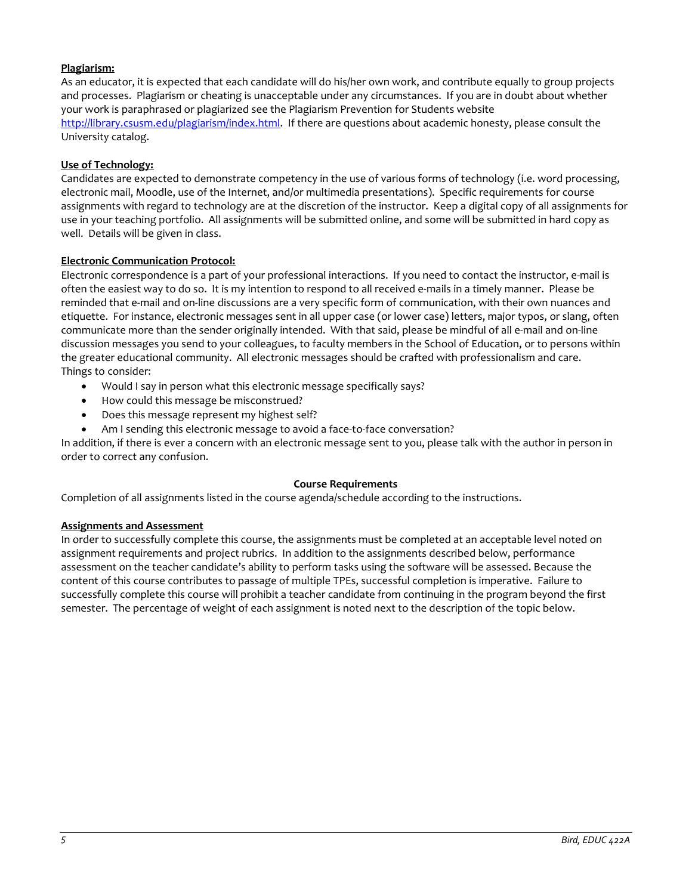**Plagiarism:**

As an educator, it is expected that each candidate will do his/her own work, and contribute equally to group projects and processes. Plagiarism or cheating is unacceptable under any circumstances. If you are in doubt about whether your work is paraphrased or plagiarized see the Plagiarism Prevention for Students website http://library.csusm.edu/plagiarism/index.html. If there are questions about academic honesty, please consult the University catalog.

**Use of Technology:**

Candidates are expected to demonstrate competency in the use of various forms of technology (i.e. word processing, electronic mail, Moodle, use of the Internet, and/or multimedia presentations). Specific requirements for course assignments with regard to technology are at the discretion of the instructor. Keep a digital copy of all assignments for use in your teaching portfolio. All assignments will be submitted online, and some will be submitted in hard copy as well. Details will be given in class.

**Electronic Communication Protocol:**

Electronic correspondence is a part of your professional interactions. If you need to contact the instructor, e-mail is often the easiest way to do so. It is my intention to respond to all received e-mails in a timely manner. Please be reminded that e-mail and on-line discussions are a very specific form of communication, with their own nuances and etiquette. For instance, electronic messages sent in all upper case (or lower case) letters, major typos, or slang, often communicate more than the sender originally intended. With that said, please be mindful of all e-mail and on-line discussion messages you send to your colleagues, to faculty members in the School of Education, or to persons within the greater educational community. All electronic messages should be crafted with professionalism and care. Things to consider:

- Would I say in person what this electronic message specifically says?
- How could this message be misconstrued?
- Does this message represent my highest self?
- Am I sending this electronic message to avoid a face-to-face conversation?

In addition, if there is ever a concern with an electronic message sent to you, please talk with the author in person in order to correct any confusion.

## Course Requirements

Completion of all assignments listed in the course agenda/schedule according to the instructions.

**Assignments and Assessment**

In order to successfully complete this course, the assignments must be completed at an acceptable level noted on assignment requirements and project rubrics. In addition to the assignments described below, performance assessment on the teacher candidate's ability to perform tasks using the software will be assessed. Because the content of this course contributes to passage of multiple TPEs, successful completion is imperative. Failure to successfully complete this course will prohibit a teacher candidate from continuing in the program beyond the first semester. The percentage of weight of each assignment is noted next to the description of the topic below.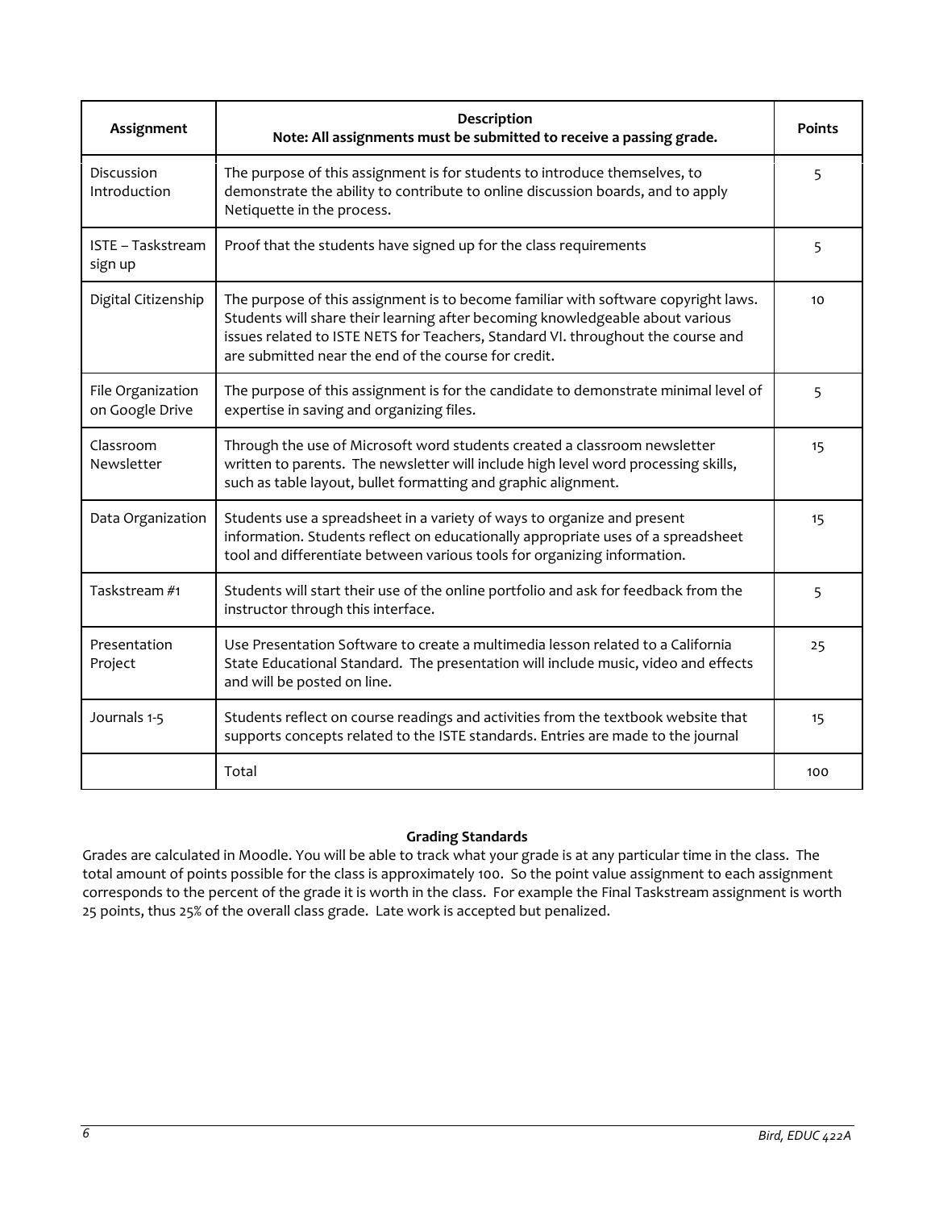| Assignment | **Description**<br>**Note: All assignments must be submitted to receive a passing grade.** | Points |
|---|---|---|
| Discussion Introduction | The purpose of this assignment is for students to introduce themselves, to demonstrate the ability to contribute to online discussion boards, and to apply Netiquette in the process. | 5 |
| ISTE – Taskstream sign up | Proof that the students have signed up for the class requirements | 5 |
| Digital Citizenship | The purpose of this assignment is to become familiar with software copyright laws. Students will share their learning after becoming knowledgeable about various issues related to ISTE NETS for Teachers, Standard VI. throughout the course and are submitted near the end of the course for credit. | 10 |
| File Organization on Google Drive | The purpose of this assignment is for the candidate to demonstrate minimal level of expertise in saving and organizing files. | 5 |
| Classroom Newsletter | Through the use of Microsoft word students created a classroom newsletter written to parents. The newsletter will include high level word processing skills, such as table layout, bullet formatting and graphic alignment. | 15 |
| Data Organization | Students use a spreadsheet in a variety of ways to organize and present information. Students reflect on educationally appropriate uses of a spreadsheet tool and differentiate between various tools for organizing information. | 15 |
| Taskstream #1 | Students will start their use of the online portfolio and ask for feedback from the instructor through this interface. | 5 |
| Presentation Project | Use Presentation Software to create a multimedia lesson related to a California State Educational Standard. The presentation will include music, video and effects and will be posted on line. | 25 |
| Journals 1-5 | Students reflect on course readings and activities from the textbook website that supports concepts related to the ISTE standards. Entries are made to the journal | 15 |
| | Total | 100 |

**Grading Standards**

Grades are calculated in Moodle. You will be able to track what your grade is at any particular time in the class. The total amount of points possible for the class is approximately 100. So the point value assignment to each assignment corresponds to the percent of the grade it is worth in the class. For example the Final Taskstream assignment is worth 25 points, thus 25% of the overall class grade. Late work is accepted but penalized.